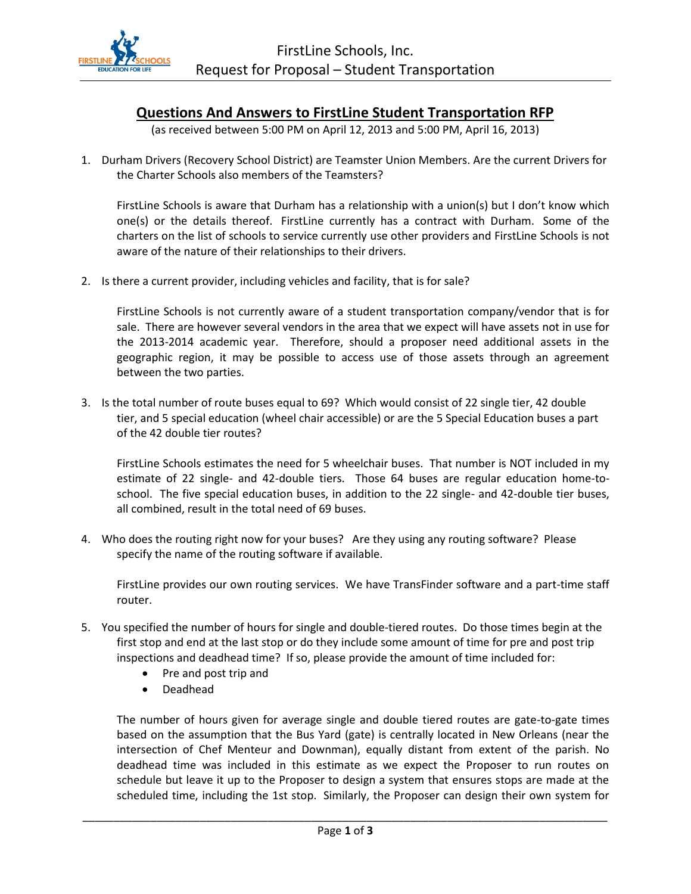# Questions And Answers to FirstLine Student Transportation RFP

(as received between 5:00 PM on April 12, 2013 and 5:00 PM, April 16, 2013)

1. Durham Drivers (Recovery School District) are Teamster Union Members. Are the current Drivers for the Charter Schools also members of the Teamsters?

   FirstLine Schools is aware that Durham has a relationship with a union(s) but I don't know which one(s) or the details thereof. FirstLine currently has a contract with Durham. Some of the charters on the list of schools to service currently use other providers and FirstLine Schools is not aware of the nature of their relationships to their drivers.

2. Is there a current provider, including vehicles and facility, that is for sale?

   FirstLine Schools is not currently aware of a student transportation company/vendor that is for sale. There are however several vendors in the area that we expect will have assets not in use for the 2013-2014 academic year. Therefore, should a proposer need additional assets in the geographic region, it may be possible to access use of those assets through an agreement between the two parties.

3. Is the total number of route buses equal to 69? Which would consist of 22 single tier, 42 double tier, and 5 special education (wheel chair accessible) or are the 5 Special Education buses a part of the 42 double tier routes?

   FirstLine Schools estimates the need for 5 wheelchair buses. That number is NOT included in my estimate of 22 single- and 42-double tiers. Those 64 buses are regular education home-to-school. The five special education buses, in addition to the 22 single- and 42-double tier buses, all combined, result in the total need of 69 buses.

4. Who does the routing right now for your buses? Are they using any routing software? Please specify the name of the routing software if available.

   FirstLine provides our own routing services. We have TransFinder software and a part-time staff router.

5. You specified the number of hours for single and double-tiered routes. Do those times begin at the first stop and end at the last stop or do they include some amount of time for pre and post trip inspections and deadhead time? If so, please provide the amount of time included for:
   - Pre and post trip and
   - Deadhead

   The number of hours given for average single and double tiered routes are gate-to-gate times based on the assumption that the Bus Yard (gate) is centrally located in New Orleans (near the intersection of Chef Menteur and Downman), equally distant from extent of the parish. No deadhead time was included in this estimate as we expect the Proposer to run routes on schedule but leave it up to the Proposer to design a system that ensures stops are made at the scheduled time, including the 1st stop. Similarly, the Proposer can design their own system for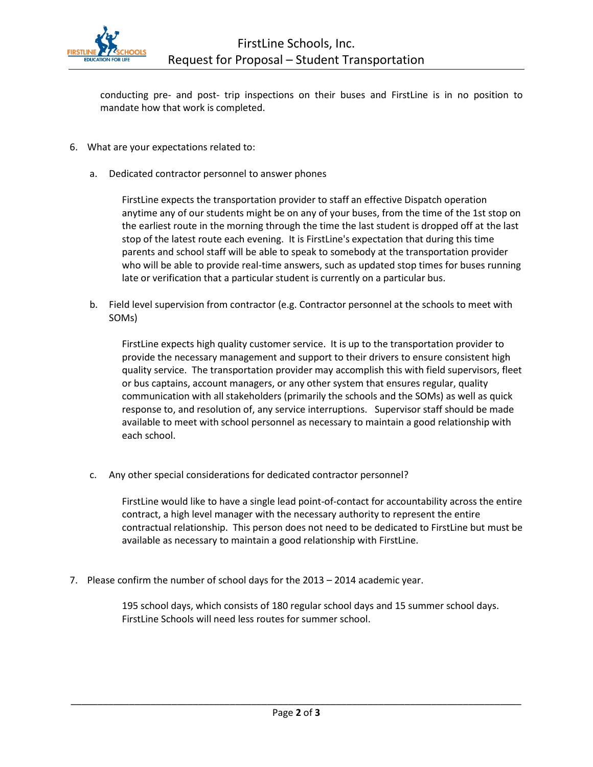conducting pre- and post- trip inspections on their buses and FirstLine is in no position to mandate how that work is completed.

6. What are your expectations related to:

   a. Dedicated contractor personnel to answer phones

      FirstLine expects the transportation provider to staff an effective Dispatch operation anytime any of our students might be on any of your buses, from the time of the 1st stop on the earliest route in the morning through the time the last student is dropped off at the last stop of the latest route each evening. It is FirstLine's expectation that during this time parents and school staff will be able to speak to somebody at the transportation provider who will be able to provide real-time answers, such as updated stop times for buses running late or verification that a particular student is currently on a particular bus.

   b. Field level supervision from contractor (e.g. Contractor personnel at the schools to meet with SOMs)

      FirstLine expects high quality customer service. It is up to the transportation provider to provide the necessary management and support to their drivers to ensure consistent high quality service. The transportation provider may accomplish this with field supervisors, fleet or bus captains, account managers, or any other system that ensures regular, quality communication with all stakeholders (primarily the schools and the SOMs) as well as quick response to, and resolution of, any service interruptions. Supervisor staff should be made available to meet with school personnel as necessary to maintain a good relationship with each school.

   c. Any other special considerations for dedicated contractor personnel?

      FirstLine would like to have a single lead point-of-contact for accountability across the entire contract, a high level manager with the necessary authority to represent the entire contractual relationship. This person does not need to be dedicated to FirstLine but must be available as necessary to maintain a good relationship with FirstLine.

7. Please confirm the number of school days for the 2013 – 2014 academic year.

   195 school days, which consists of 180 regular school days and 15 summer school days. FirstLine Schools will need less routes for summer school.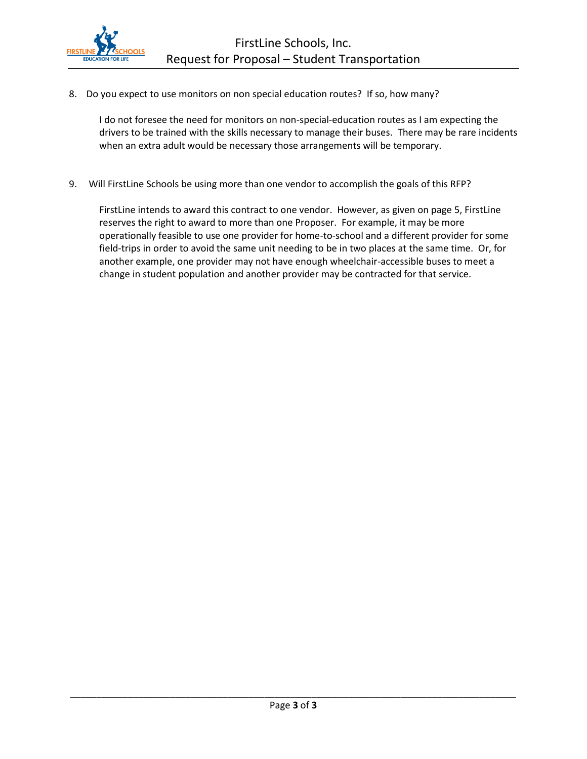8. Do you expect to use monitors on non special education routes? If so, how many?

   I do not foresee the need for monitors on non-special-education routes as I am expecting the drivers to be trained with the skills necessary to manage their buses. There may be rare incidents when an extra adult would be necessary those arrangements will be temporary.

9. Will FirstLine Schools be using more than one vendor to accomplish the goals of this RFP?

   FirstLine intends to award this contract to one vendor. However, as given on page 5, FirstLine reserves the right to award to more than one Proposer. For example, it may be more operationally feasible to use one provider for home-to-school and a different provider for some field-trips in order to avoid the same unit needing to be in two places at the same time. Or, for another example, one provider may not have enough wheelchair-accessible buses to meet a change in student population and another provider may be contracted for that service.